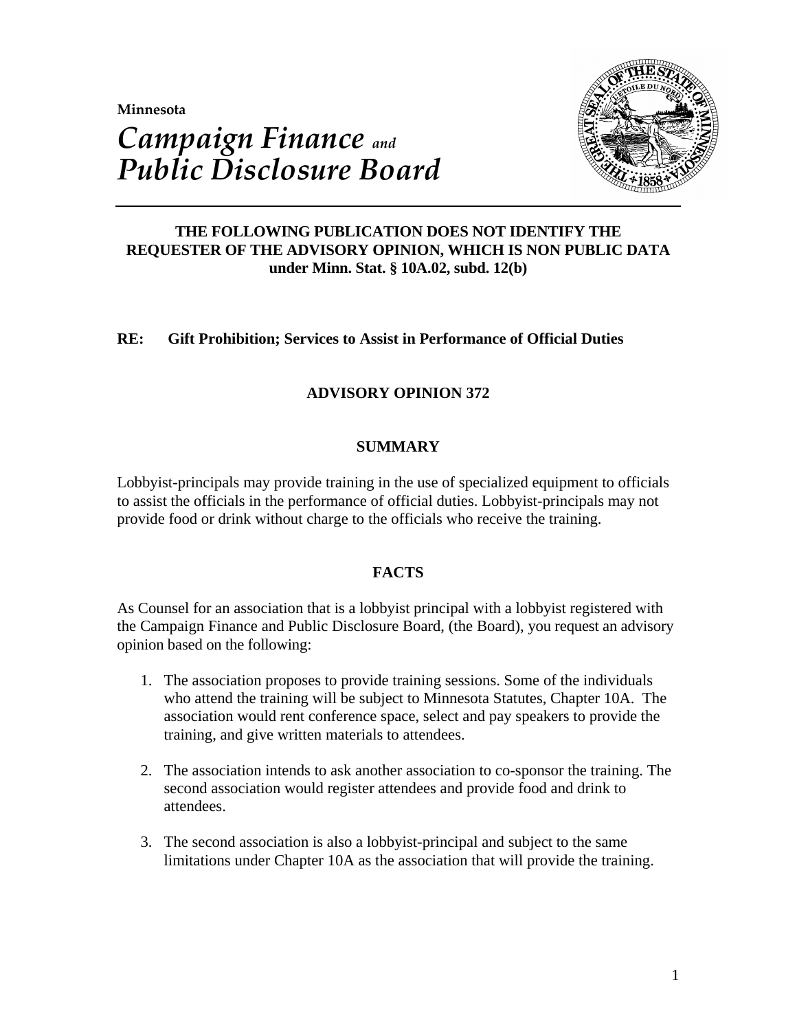**Minnesota**

# *Campaign Finance and Public Disclosure Board*

**THE FOLLOWING PUBLICATION DOES NOT IDENTIFY THE REQUESTER OF THE ADVISORY OPINION, WHICH IS NON PUBLIC DATA under Minn. Stat. § 10A.02, subd. 12(b)**

**RE: Gift Prohibition; Services to Assist in Performance of Official Duties**

## ADVISORY OPINION 372

### SUMMARY

Lobbyist-principals may provide training in the use of specialized equipment to officials to assist the officials in the performance of official duties. Lobbyist-principals may not provide food or drink without charge to the officials who receive the training.

### FACTS

As Counsel for an association that is a lobbyist principal with a lobbyist registered with the Campaign Finance and Public Disclosure Board, (the Board), you request an advisory opinion based on the following:

1. The association proposes to provide training sessions. Some of the individuals who attend the training will be subject to Minnesota Statutes, Chapter 10A. The association would rent conference space, select and pay speakers to provide the training, and give written materials to attendees.

2. The association intends to ask another association to co-sponsor the training. The second association would register attendees and provide food and drink to attendees.

3. The second association is also a lobbyist-principal and subject to the same limitations under Chapter 10A as the association that will provide the training.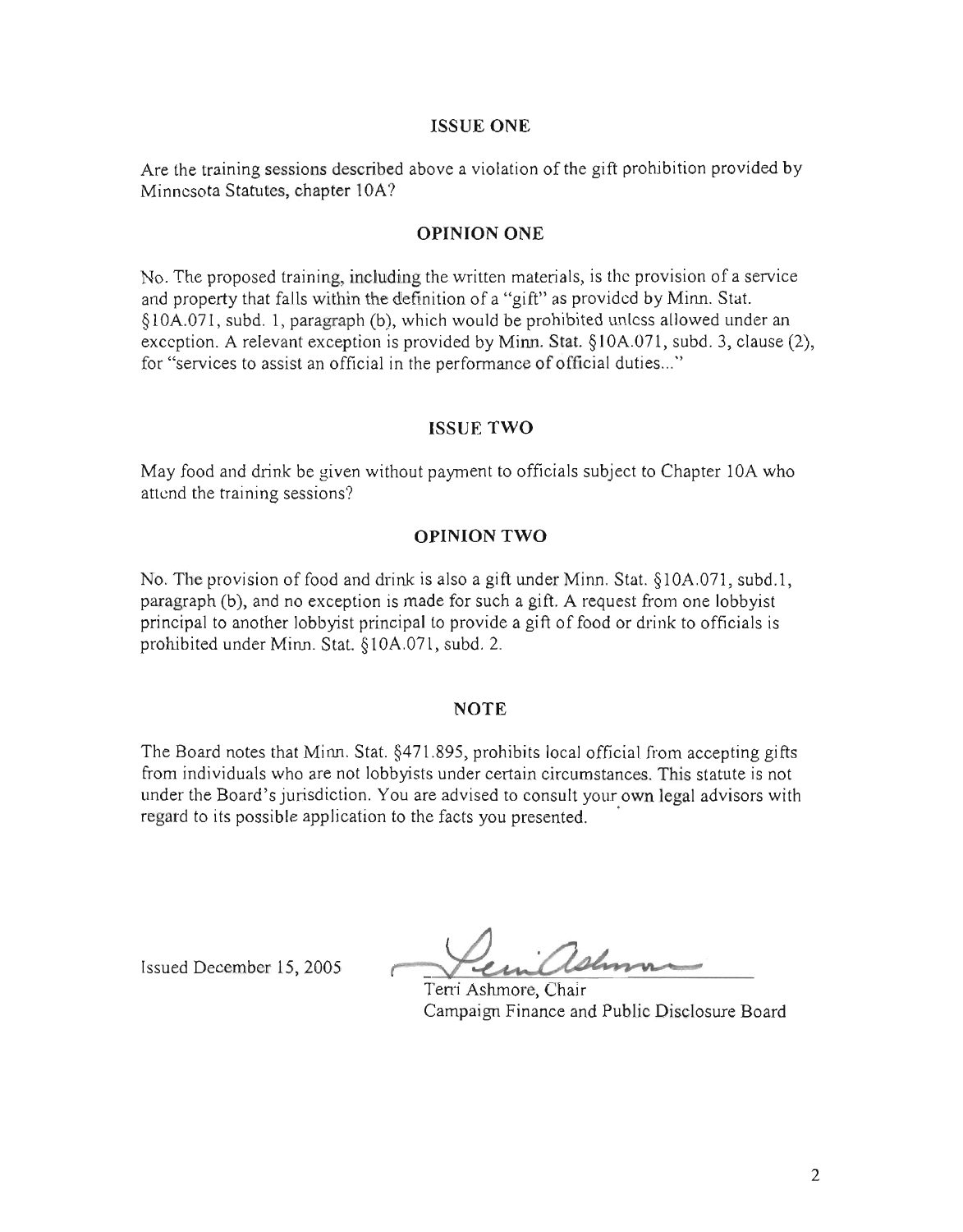## ISSUE ONE

Are the training sessions described above a violation of the gift prohibition provided by Minnesota Statutes, chapter 10A?

## OPINION ONE

No. The proposed training, including the written materials, is the provision of a service and property that falls within the definition of a "gift" as provided by Minn. Stat. §10A.071, subd. 1, paragraph (b), which would be prohibited unless allowed under an exception. A relevant exception is provided by Minn. Stat. §10A.071, subd. 3, clause (2), for "services to assist an official in the performance of official duties..."

## ISSUE TWO

May food and drink be given without payment to officials subject to Chapter 10A who attend the training sessions?

## OPINION TWO

No. The provision of food and drink is also a gift under Minn. Stat. §10A.071, subd.1, paragraph (b), and no exception is made for such a gift. A request from one lobbyist principal to another lobbyist principal to provide a gift of food or drink to officials is prohibited under Minn. Stat. §10A.071, subd. 2.

## NOTE

The Board notes that Minn. Stat. §471.895, prohibits local official from accepting gifts from individuals who are not lobbyists under certain circumstances. This statute is not under the Board's jurisdiction. You are advised to consult your own legal advisors with regard to its possible application to the facts you presented.

Issued December 15, 2005

Terri Ashmore, Chair
Campaign Finance and Public Disclosure Board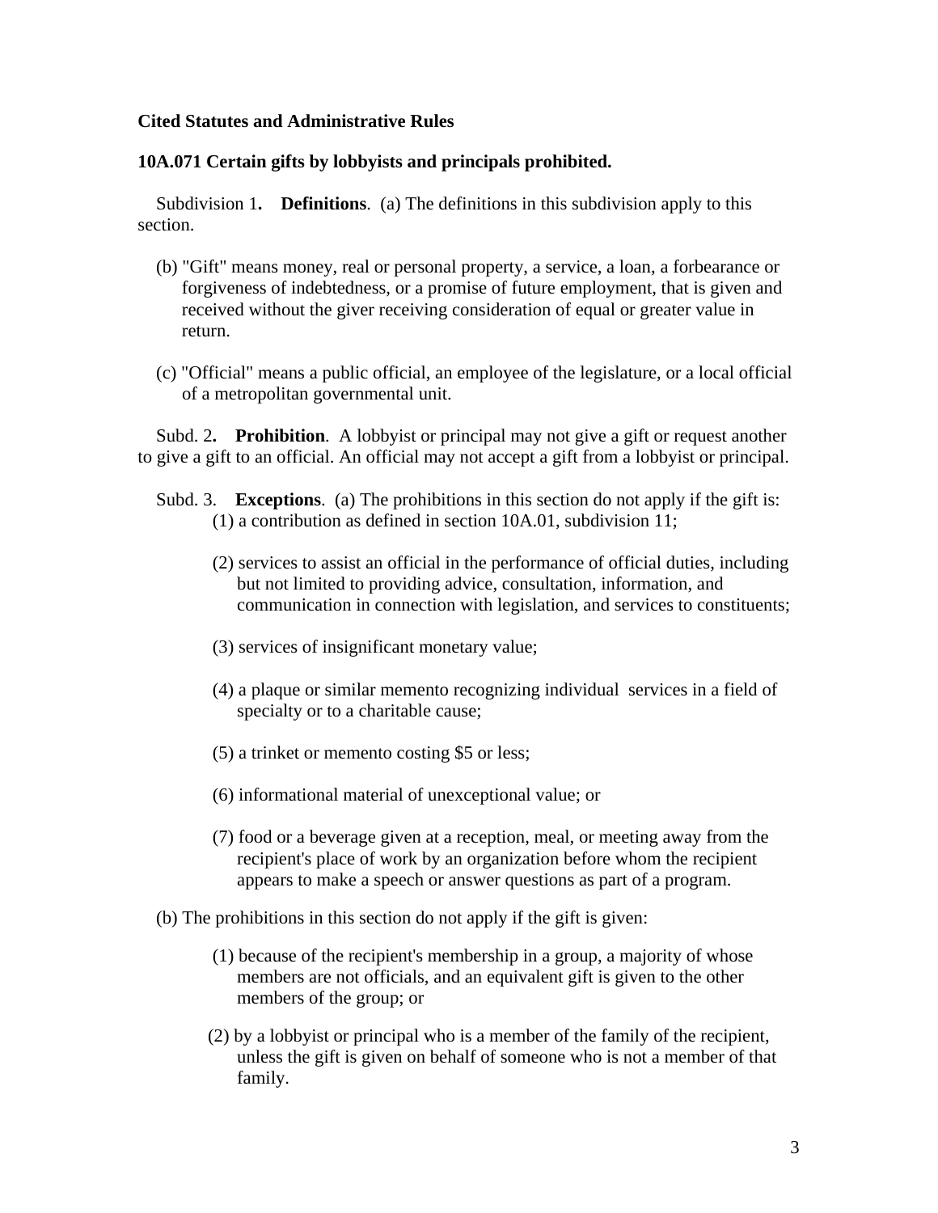**Cited Statutes and Administrative Rules**

**10A.071 Certain gifts by lobbyists and principals prohibited.**

Subdivision 1. **Definitions**. (a) The definitions in this subdivision apply to this section.

(b) "Gift" means money, real or personal property, a service, a loan, a forbearance or forgiveness of indebtedness, or a promise of future employment, that is given and received without the giver receiving consideration of equal or greater value in return.

(c) "Official" means a public official, an employee of the legislature, or a local official of a metropolitan governmental unit.

Subd. 2. **Prohibition**. A lobbyist or principal may not give a gift or request another to give a gift to an official. An official may not accept a gift from a lobbyist or principal.

Subd. 3. **Exceptions**. (a) The prohibitions in this section do not apply if the gift is:

(1) a contribution as defined in section 10A.01, subdivision 11;

(2) services to assist an official in the performance of official duties, including but not limited to providing advice, consultation, information, and communication in connection with legislation, and services to constituents;

(3) services of insignificant monetary value;

(4) a plaque or similar memento recognizing individual services in a field of specialty or to a charitable cause;

(5) a trinket or memento costing $5 or less;

(6) informational material of unexceptional value; or

(7) food or a beverage given at a reception, meal, or meeting away from the recipient's place of work by an organization before whom the recipient appears to make a speech or answer questions as part of a program.

(b) The prohibitions in this section do not apply if the gift is given:

(1) because of the recipient's membership in a group, a majority of whose members are not officials, and an equivalent gift is given to the other members of the group; or

(2) by a lobbyist or principal who is a member of the family of the recipient, unless the gift is given on behalf of someone who is not a member of that family.